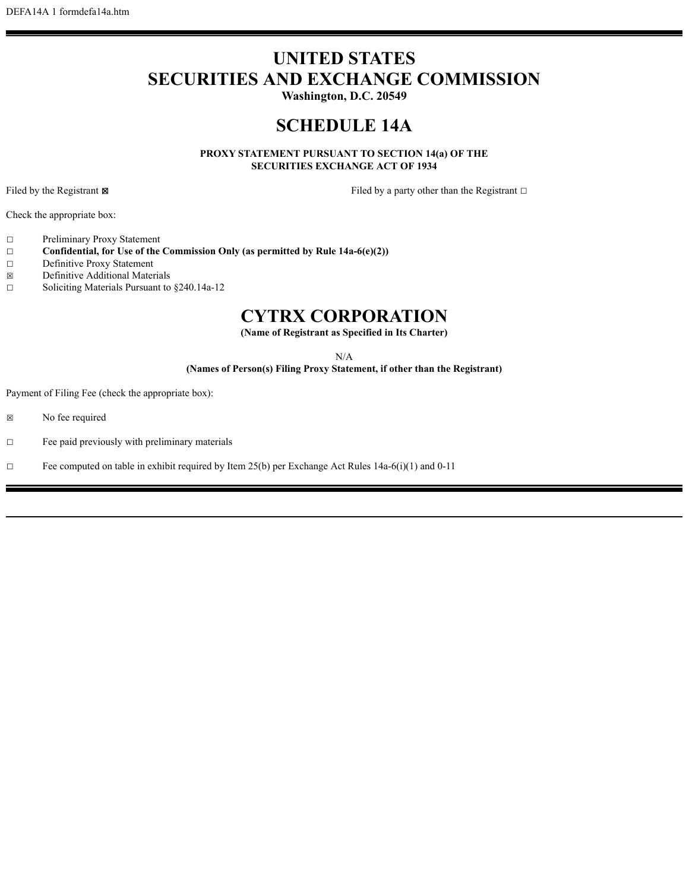DEFA14A 1 formdefa14a.htm

# UNITED STATES
# SECURITIES AND EXCHANGE COMMISSION

**Washington, D.C. 20549**

# SCHEDULE 14A

**PROXY STATEMENT PURSUANT TO SECTION 14(a) OF THE SECURITIES EXCHANGE ACT OF 1934**

Filed by the Registrant ☒ Filed by a party other than the Registrant ☐

Check the appropriate box:

☐ Preliminary Proxy Statement
☐ **Confidential, for Use of the Commission Only (as permitted by Rule 14a-6(e)(2))**
☐ Definitive Proxy Statement
☒ Definitive Additional Materials
☐ Soliciting Materials Pursuant to §240.14a-12

# CYTRX CORPORATION

**(Name of Registrant as Specified in Its Charter)**

N/A

**(Names of Person(s) Filing Proxy Statement, if other than the Registrant)**

Payment of Filing Fee (check the appropriate box):

☒ No fee required

☐ Fee paid previously with preliminary materials

☐ Fee computed on table in exhibit required by Item 25(b) per Exchange Act Rules 14a-6(i)(1) and 0-11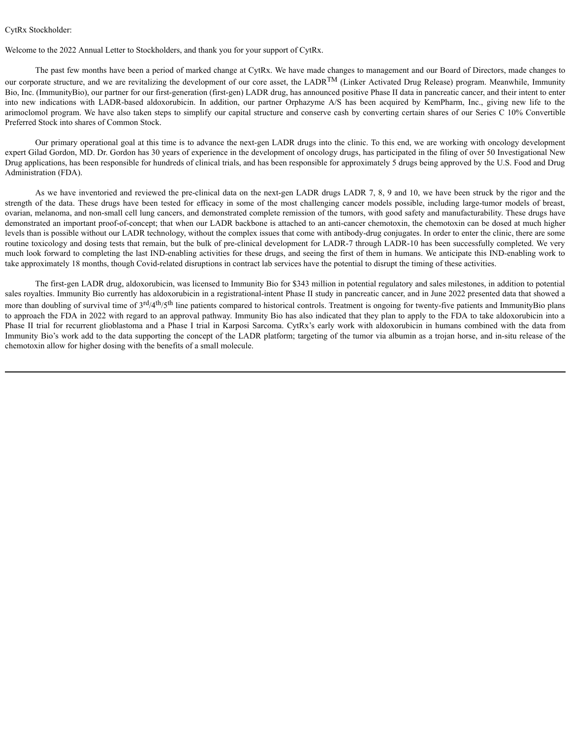CytRx Stockholder:

Welcome to the 2022 Annual Letter to Stockholders, and thank you for your support of CytRx.

The past few months have been a period of marked change at CytRx. We have made changes to management and our Board of Directors, made changes to our corporate structure, and we are revitalizing the development of our core asset, the LADR™ (Linker Activated Drug Release) program. Meanwhile, Immunity Bio, Inc. (ImmunityBio), our partner for our first-generation (first-gen) LADR drug, has announced positive Phase II data in pancreatic cancer, and their intent to enter into new indications with LADR-based aldoxorubicin. In addition, our partner Orphazyme A/S has been acquired by KemPharm, Inc., giving new life to the arimoclomol program. We have also taken steps to simplify our capital structure and conserve cash by converting certain shares of our Series C 10% Convertible Preferred Stock into shares of Common Stock.

Our primary operational goal at this time is to advance the next-gen LADR drugs into the clinic. To this end, we are working with oncology development expert Gilad Gordon, MD. Dr. Gordon has 30 years of experience in the development of oncology drugs, has participated in the filing of over 50 Investigational New Drug applications, has been responsible for hundreds of clinical trials, and has been responsible for approximately 5 drugs being approved by the U.S. Food and Drug Administration (FDA).

As we have inventoried and reviewed the pre-clinical data on the next-gen LADR drugs LADR 7, 8, 9 and 10, we have been struck by the rigor and the strength of the data. These drugs have been tested for efficacy in some of the most challenging cancer models possible, including large-tumor models of breast, ovarian, melanoma, and non-small cell lung cancers, and demonstrated complete remission of the tumors, with good safety and manufacturability. These drugs have demonstrated an important proof-of-concept; that when our LADR backbone is attached to an anti-cancer chemotoxin, the chemotoxin can be dosed at much higher levels than is possible without our LADR technology, without the complex issues that come with antibody-drug conjugates. In order to enter the clinic, there are some routine toxicology and dosing tests that remain, but the bulk of pre-clinical development for LADR-7 through LADR-10 has been successfully completed. We very much look forward to completing the last IND-enabling activities for these drugs, and seeing the first of them in humans. We anticipate this IND-enabling work to take approximately 18 months, though Covid-related disruptions in contract lab services have the potential to disrupt the timing of these activities.

The first-gen LADR drug, aldoxorubicin, was licensed to Immunity Bio for $343 million in potential regulatory and sales milestones, in addition to potential sales royalties. Immunity Bio currently has aldoxorubicin in a registrational-intent Phase II study in pancreatic cancer, and in June 2022 presented data that showed a more than doubling of survival time of 3rd/4th/5th line patients compared to historical controls. Treatment is ongoing for twenty-five patients and ImmunityBio plans to approach the FDA in 2022 with regard to an approval pathway. Immunity Bio has also indicated that they plan to apply to the FDA to take aldoxorubicin into a Phase II trial for recurrent glioblastoma and a Phase I trial in Karposi Sarcoma. CytRx's early work with aldoxorubicin in humans combined with the data from Immunity Bio's work add to the data supporting the concept of the LADR platform; targeting of the tumor via albumin as a trojan horse, and in-situ release of the chemotoxin allow for higher dosing with the benefits of a small molecule.

---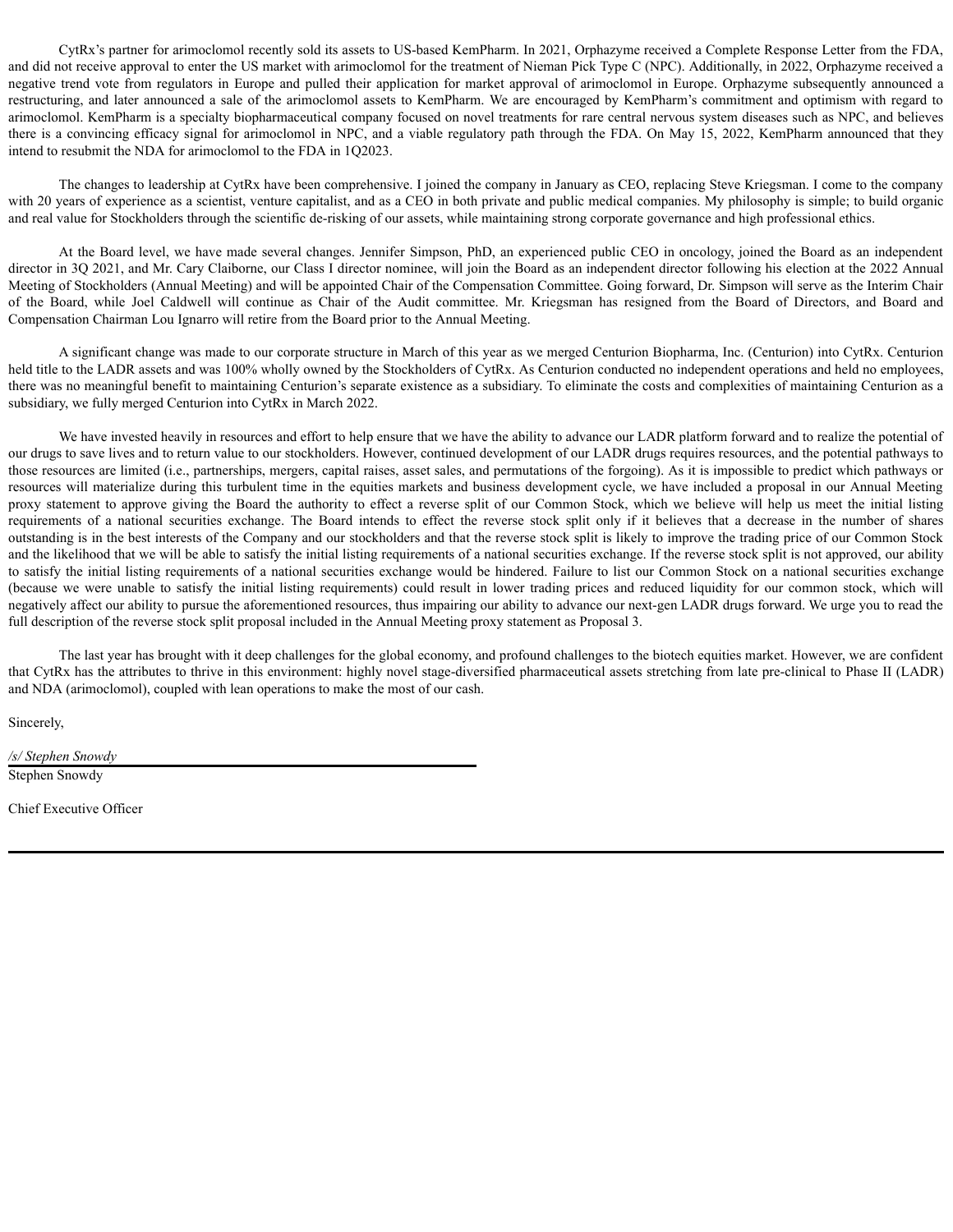CytRx's partner for arimoclomol recently sold its assets to US-based KemPharm. In 2021, Orphazyme received a Complete Response Letter from the FDA, and did not receive approval to enter the US market with arimoclomol for the treatment of Nieman Pick Type C (NPC). Additionally, in 2022, Orphazyme received a negative trend vote from regulators in Europe and pulled their application for market approval of arimoclomol in Europe. Orphazyme subsequently announced a restructuring, and later announced a sale of the arimoclomol assets to KemPharm. We are encouraged by KemPharm's commitment and optimism with regard to arimoclomol. KemPharm is a specialty biopharmaceutical company focused on novel treatments for rare central nervous system diseases such as NPC, and believes there is a convincing efficacy signal for arimoclomol in NPC, and a viable regulatory path through the FDA. On May 15, 2022, KemPharm announced that they intend to resubmit the NDA for arimoclomol to the FDA in 1Q2023.

The changes to leadership at CytRx have been comprehensive. I joined the company in January as CEO, replacing Steve Kriegsman. I come to the company with 20 years of experience as a scientist, venture capitalist, and as a CEO in both private and public medical companies. My philosophy is simple; to build organic and real value for Stockholders through the scientific de-risking of our assets, while maintaining strong corporate governance and high professional ethics.

At the Board level, we have made several changes. Jennifer Simpson, PhD, an experienced public CEO in oncology, joined the Board as an independent director in 3Q 2021, and Mr. Cary Claiborne, our Class I director nominee, will join the Board as an independent director following his election at the 2022 Annual Meeting of Stockholders (Annual Meeting) and will be appointed Chair of the Compensation Committee. Going forward, Dr. Simpson will serve as the Interim Chair of the Board, while Joel Caldwell will continue as Chair of the Audit committee. Mr. Kriegsman has resigned from the Board of Directors, and Board and Compensation Chairman Lou Ignarro will retire from the Board prior to the Annual Meeting.

A significant change was made to our corporate structure in March of this year as we merged Centurion Biopharma, Inc. (Centurion) into CytRx. Centurion held title to the LADR assets and was 100% wholly owned by the Stockholders of CytRx. As Centurion conducted no independent operations and held no employees, there was no meaningful benefit to maintaining Centurion's separate existence as a subsidiary. To eliminate the costs and complexities of maintaining Centurion as a subsidiary, we fully merged Centurion into CytRx in March 2022.

We have invested heavily in resources and effort to help ensure that we have the ability to advance our LADR platform forward and to realize the potential of our drugs to save lives and to return value to our stockholders. However, continued development of our LADR drugs requires resources, and the potential pathways to those resources are limited (i.e., partnerships, mergers, capital raises, asset sales, and permutations of the forgoing). As it is impossible to predict which pathways or resources will materialize during this turbulent time in the equities markets and business development cycle, we have included a proposal in our Annual Meeting proxy statement to approve giving the Board the authority to effect a reverse split of our Common Stock, which we believe will help us meet the initial listing requirements of a national securities exchange. The Board intends to effect the reverse stock split only if it believes that a decrease in the number of shares outstanding is in the best interests of the Company and our stockholders and that the reverse stock split is likely to improve the trading price of our Common Stock and the likelihood that we will be able to satisfy the initial listing requirements of a national securities exchange. If the reverse stock split is not approved, our ability to satisfy the initial listing requirements of a national securities exchange would be hindered. Failure to list our Common Stock on a national securities exchange (because we were unable to satisfy the initial listing requirements) could result in lower trading prices and reduced liquidity for our common stock, which will negatively affect our ability to pursue the aforementioned resources, thus impairing our ability to advance our next-gen LADR drugs forward. We urge you to read the full description of the reverse stock split proposal included in the Annual Meeting proxy statement as Proposal 3.

The last year has brought with it deep challenges for the global economy, and profound challenges to the biotech equities market. However, we are confident that CytRx has the attributes to thrive in this environment: highly novel stage-diversified pharmaceutical assets stretching from late pre-clinical to Phase II (LADR) and NDA (arimoclomol), coupled with lean operations to make the most of our cash.

Sincerely,

*/s/ Stephen Snowdy*

Stephen Snowdy

Chief Executive Officer